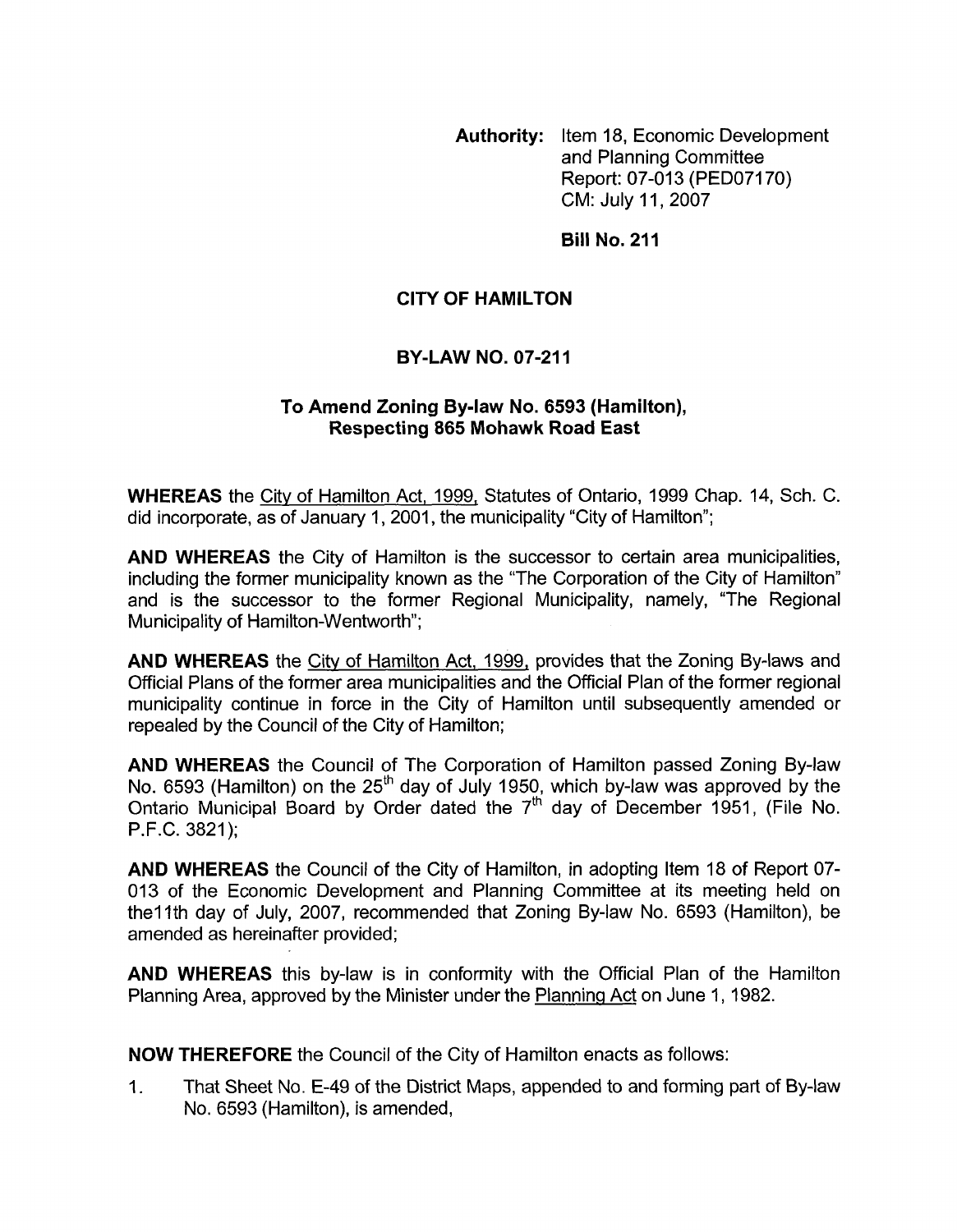**Authority:** Item 18, Economic Development and Planning Committee Report: 07-013 (PED07170) CM: July 11, 2007

**Bill No. 211**

# CITY OF HAMILTON

## BY-LAW NO. 07-211

### To Amend Zoning By-law No. 6593 (Hamilton), Respecting 865 Mohawk Road East

**WHEREAS** the City of Hamilton Act, 1999, Statutes of Ontario, 1999 Chap. 14, Sch. C. did incorporate, as of January 1, 2001, the municipality "City of Hamilton";

**AND WHEREAS** the City of Hamilton is the successor to certain area municipalities, including the former municipality known as the "The Corporation of the City of Hamilton" and is the successor to the former Regional Municipality, namely, "The Regional Municipality of Hamilton-Wentworth";

**AND WHEREAS** the City of Hamilton Act, 1999, provides that the Zoning By-laws and Official Plans of the former area municipalities and the Official Plan of the former regional municipality continue in force in the City of Hamilton until subsequently amended or repealed by the Council of the City of Hamilton;

**AND WHEREAS** the Council of The Corporation of Hamilton passed Zoning By-law No. 6593 (Hamilton) on the 25th day of July 1950, which by-law was approved by the Ontario Municipal Board by Order dated the 7th day of December 1951, (File No. P.F.C. 3821);

**AND WHEREAS** the Council of the City of Hamilton, in adopting Item 18 of Report 07-013 of the Economic Development and Planning Committee at its meeting held on the11th day of July, 2007, recommended that Zoning By-law No. 6593 (Hamilton), be amended as hereinafter provided;

**AND WHEREAS** this by-law is in conformity with the Official Plan of the Hamilton Planning Area, approved by the Minister under the Planning Act on June 1, 1982.

**NOW THEREFORE** the Council of the City of Hamilton enacts as follows:

1. That Sheet No. E-49 of the District Maps, appended to and forming part of By-law No. 6593 (Hamilton), is amended,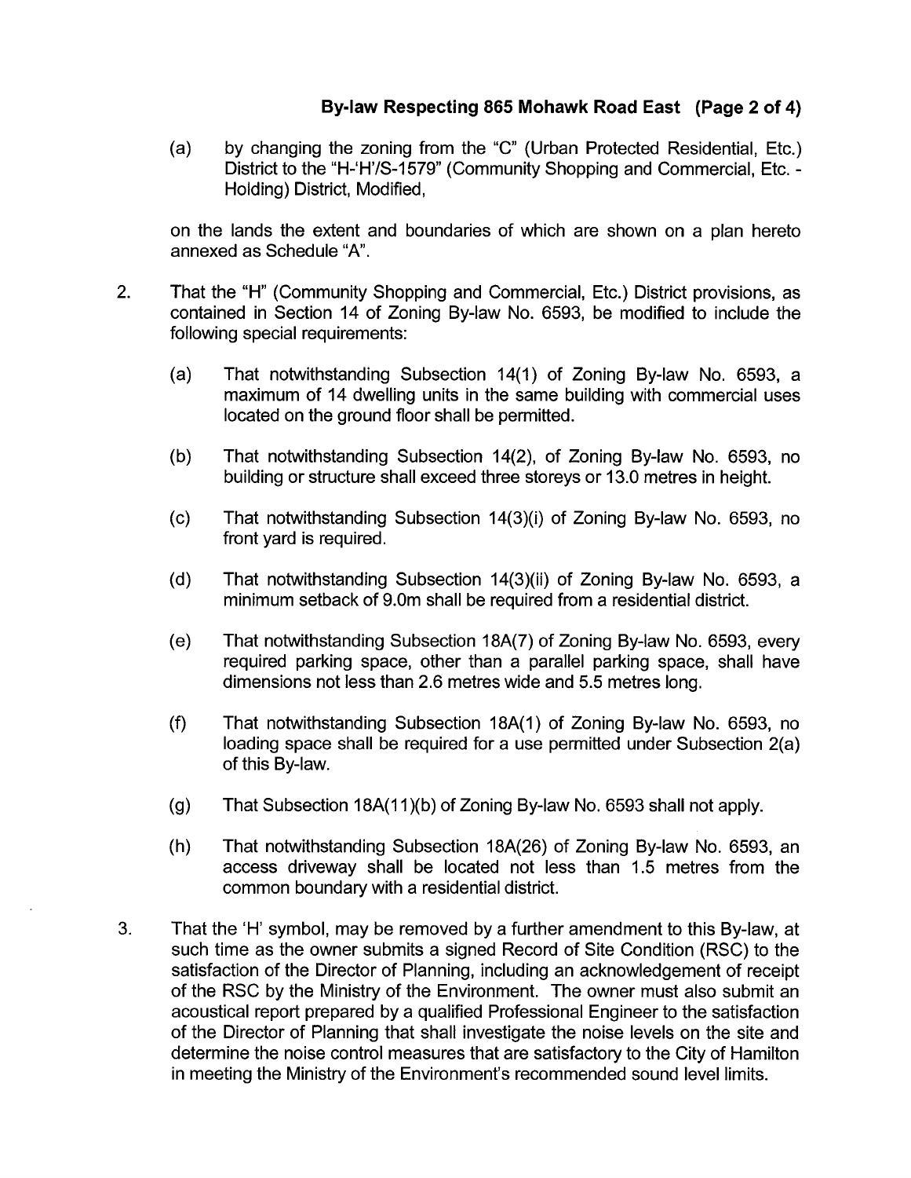(a) by changing the zoning from the "C" (Urban Protected Residential, Etc.) District to the "H-'H'/S-1579" (Community Shopping and Commercial, Etc. - Holding) District, Modified,

on the lands the extent and boundaries of which are shown on a plan hereto annexed as Schedule "A".

2. That the "H" (Community Shopping and Commercial, Etc.) District provisions, as contained in Section 14 of Zoning By-law No. 6593, be modified to include the following special requirements:

   (a) That notwithstanding Subsection 14(1) of Zoning By-law No. 6593, a maximum of 14 dwelling units in the same building with commercial uses located on the ground floor shall be permitted.

   (b) That notwithstanding Subsection 14(2), of Zoning By-law No. 6593, no building or structure shall exceed three storeys or 13.0 metres in height.

   (c) That notwithstanding Subsection 14(3)(i) of Zoning By-law No. 6593, no front yard is required.

   (d) That notwithstanding Subsection 14(3)(ii) of Zoning By-law No. 6593, a minimum setback of 9.0m shall be required from a residential district.

   (e) That notwithstanding Subsection 18A(7) of Zoning By-law No. 6593, every required parking space, other than a parallel parking space, shall have dimensions not less than 2.6 metres wide and 5.5 metres long.

   (f) That notwithstanding Subsection 18A(1) of Zoning By-law No. 6593, no loading space shall be required for a use permitted under Subsection 2(a) of this By-law.

   (g) That Subsection 18A(11)(b) of Zoning By-law No. 6593 shall not apply.

   (h) That notwithstanding Subsection 18A(26) of Zoning By-law No. 6593, an access driveway shall be located not less than 1.5 metres from the common boundary with a residential district.

3. That the 'H' symbol, may be removed by a further amendment to this By-law, at such time as the owner submits a signed Record of Site Condition (RSC) to the satisfaction of the Director of Planning, including an acknowledgement of receipt of the RSC by the Ministry of the Environment. The owner must also submit an acoustical report prepared by a qualified Professional Engineer to the satisfaction of the Director of Planning that shall investigate the noise levels on the site and determine the noise control measures that are satisfactory to the City of Hamilton in meeting the Ministry of the Environment's recommended sound level limits.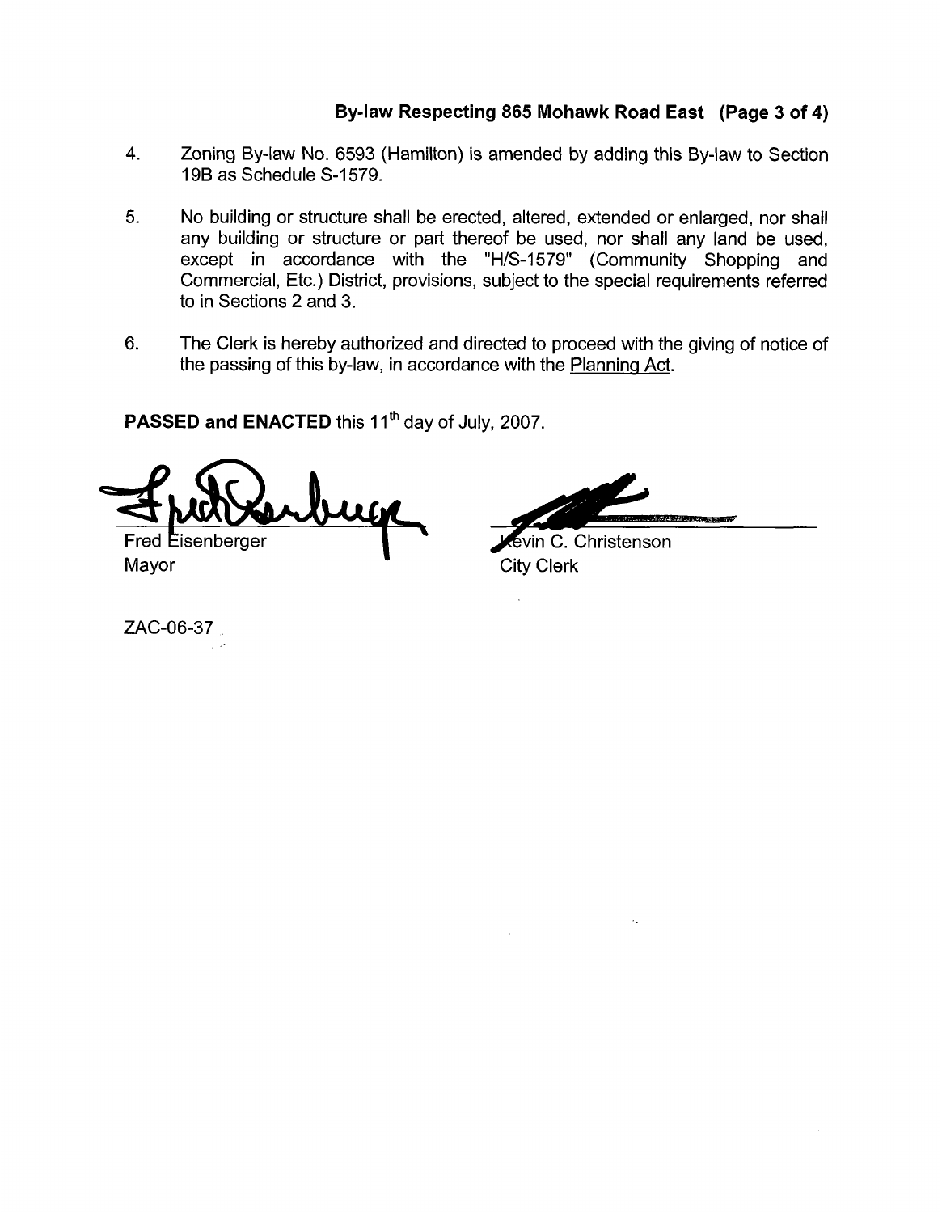4. Zoning By-law No. 6593 (Hamilton) is amended by adding this By-law to Section 19B as Schedule S-1579.

5. No building or structure shall be erected, altered, extended or enlarged, nor shall any building or structure or part thereof be used, nor shall any land be used, except in accordance with the "H/S-1579" (Community Shopping and Commercial, Etc.) District, provisions, subject to the special requirements referred to in Sections 2 and 3.

6. The Clerk is hereby authorized and directed to proceed with the giving of notice of the passing of this by-law, in accordance with the Planning Act.

**PASSED and ENACTED** this 11th day of July, 2007.

Fred Eisenberger
Mayor

Kevin C. Christenson
City Clerk

ZAC-06-37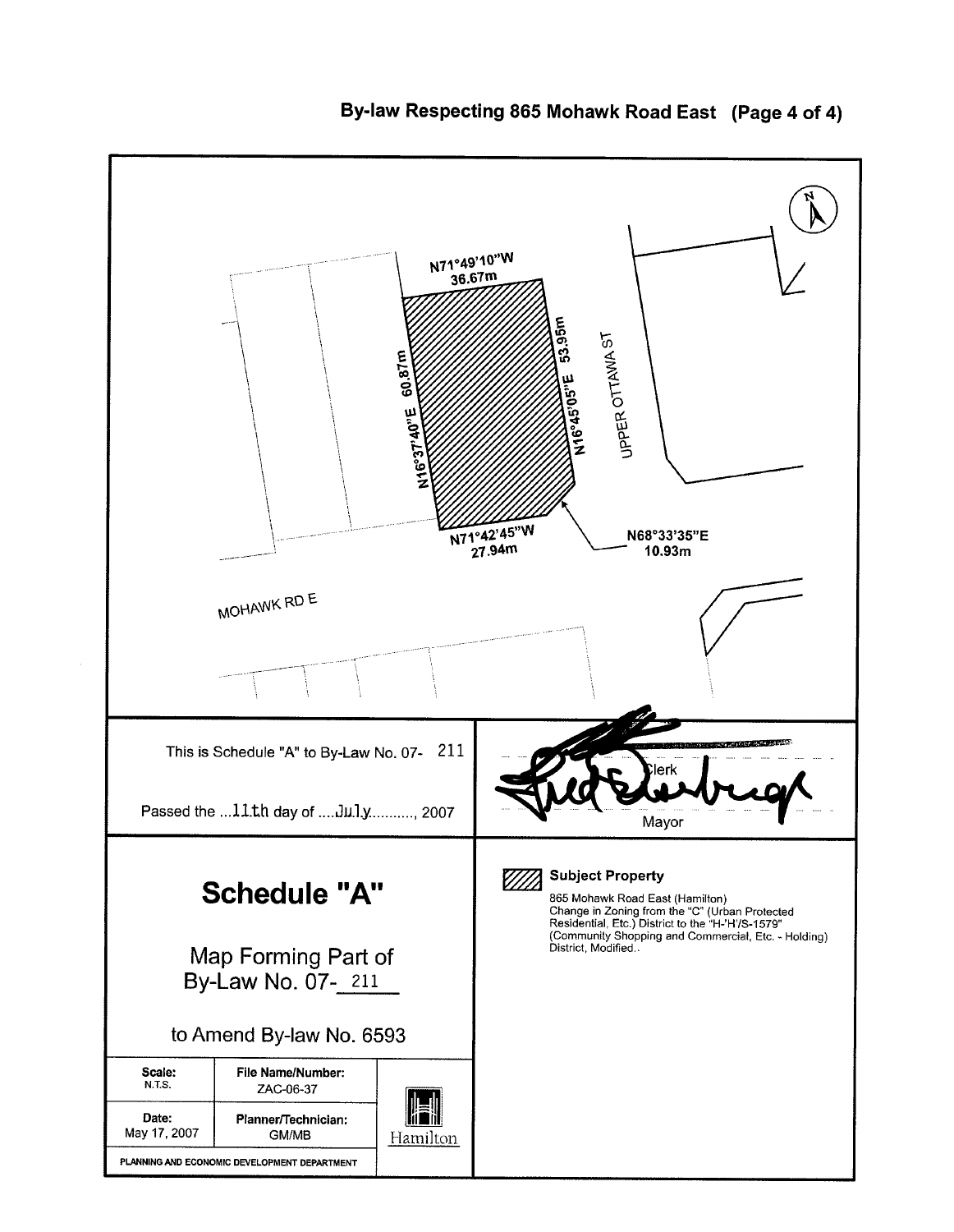**By-law Respecting 865 Mohawk Road East (Page 4 of 4)**

N71°49'10"W
36.67m

N16°37'40"E 60.87m

N16°45'05"E 53.95m

UPPER OTTAWA ST

N71°42'45"W
27.94m

N68°33'35"E
10.93m

MOHAWK RD E

N

This is Schedule "A" to By-Law No. 07- 211

Passed the ...11th day of ....July..........., 2007

Clerk

Mayor

# Schedule "A"

Map Forming Part of
By-Law No. 07- 211

to Amend By-law No. 6593

| Scale: | File Name/Number: | |
|---|---|---|
| N.T.S. | ZAC-06-37 | |
| **Date:** May 17, 2007 | **Planner/Technician:** GM/MB | Hamilton |

PLANNING AND ECONOMIC DEVELOPMENT DEPARTMENT

**Subject Property**

865 Mohawk Road East (Hamilton)
Change in Zoning from the "C" (Urban Protected Residential, Etc.) District to the "H-'H'/S-1579" (Community Shopping and Commercial, Etc. - Holding) District, Modified..